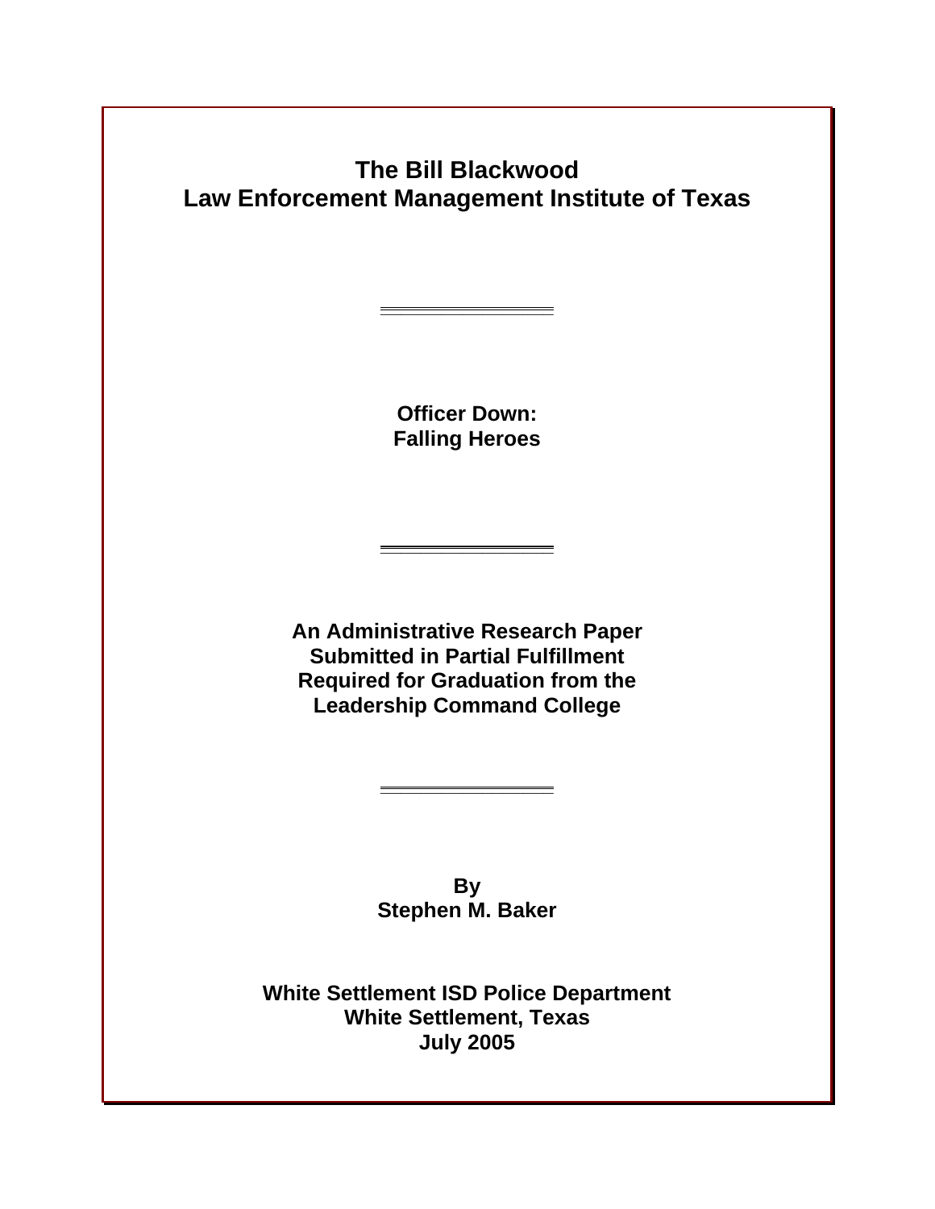# The Bill Blackwood
# Law Enforcement Management Institute of Texas

---

**Officer Down:**
**Falling Heroes**

---

**An Administrative Research Paper**
**Submitted in Partial Fulfillment**
**Required for Graduation from the**
**Leadership Command College**

---

**By**
**Stephen M. Baker**

**White Settlement ISD Police Department**
**White Settlement, Texas**
**July 2005**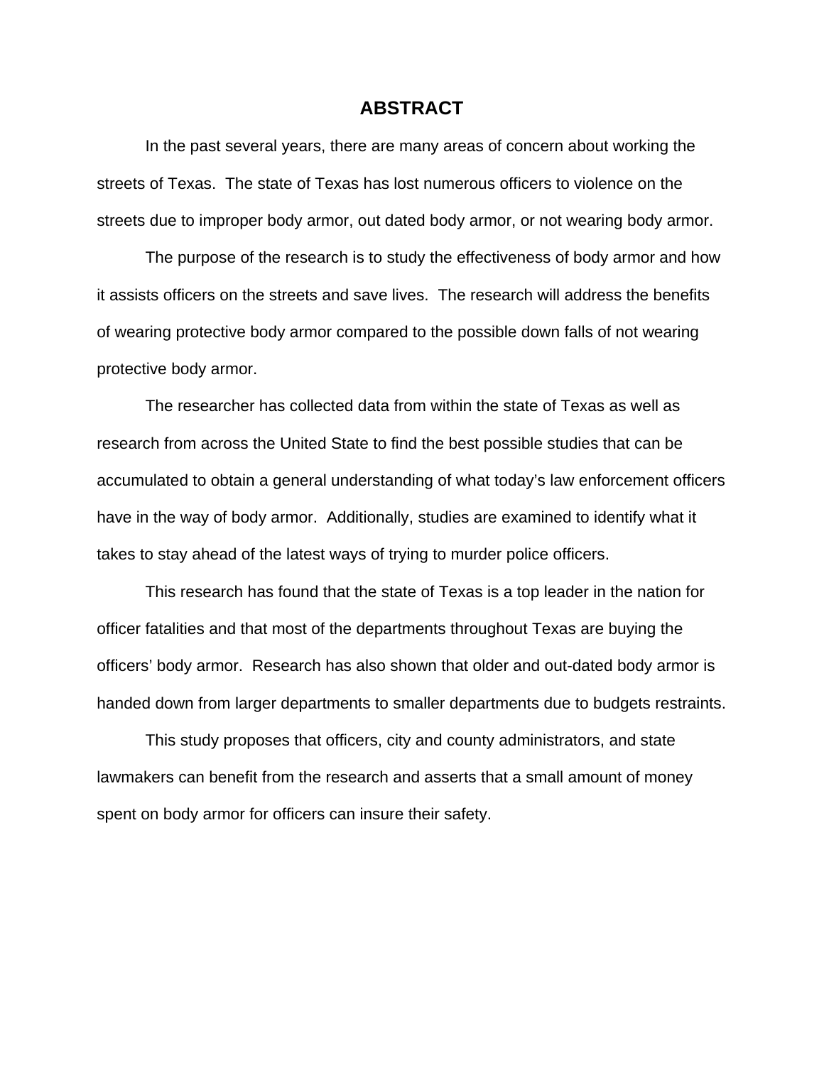# ABSTRACT

In the past several years, there are many areas of concern about working the streets of Texas. The state of Texas has lost numerous officers to violence on the streets due to improper body armor, out dated body armor, or not wearing body armor.

The purpose of the research is to study the effectiveness of body armor and how it assists officers on the streets and save lives. The research will address the benefits of wearing protective body armor compared to the possible down falls of not wearing protective body armor.

The researcher has collected data from within the state of Texas as well as research from across the United State to find the best possible studies that can be accumulated to obtain a general understanding of what today's law enforcement officers have in the way of body armor. Additionally, studies are examined to identify what it takes to stay ahead of the latest ways of trying to murder police officers.

This research has found that the state of Texas is a top leader in the nation for officer fatalities and that most of the departments throughout Texas are buying the officers' body armor. Research has also shown that older and out-dated body armor is handed down from larger departments to smaller departments due to budgets restraints.

This study proposes that officers, city and county administrators, and state lawmakers can benefit from the research and asserts that a small amount of money spent on body armor for officers can insure their safety.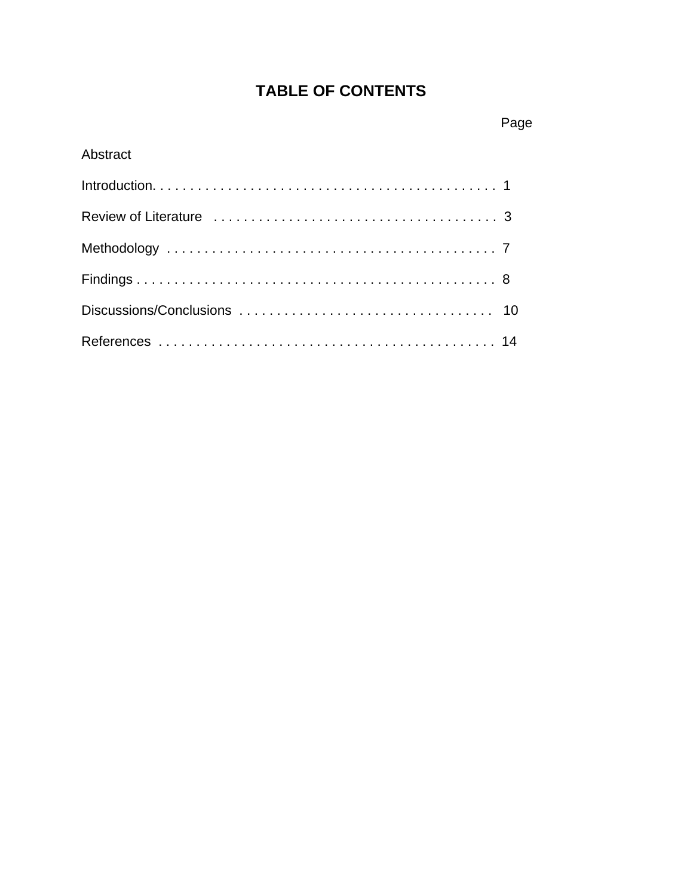# TABLE OF CONTENTS

| | Page |
|---|---|
| Abstract | |
| Introduction | 1 |
| Review of Literature | 3 |
| Methodology | 7 |
| Findings | 8 |
| Discussions/Conclusions | 10 |
| References | 14 |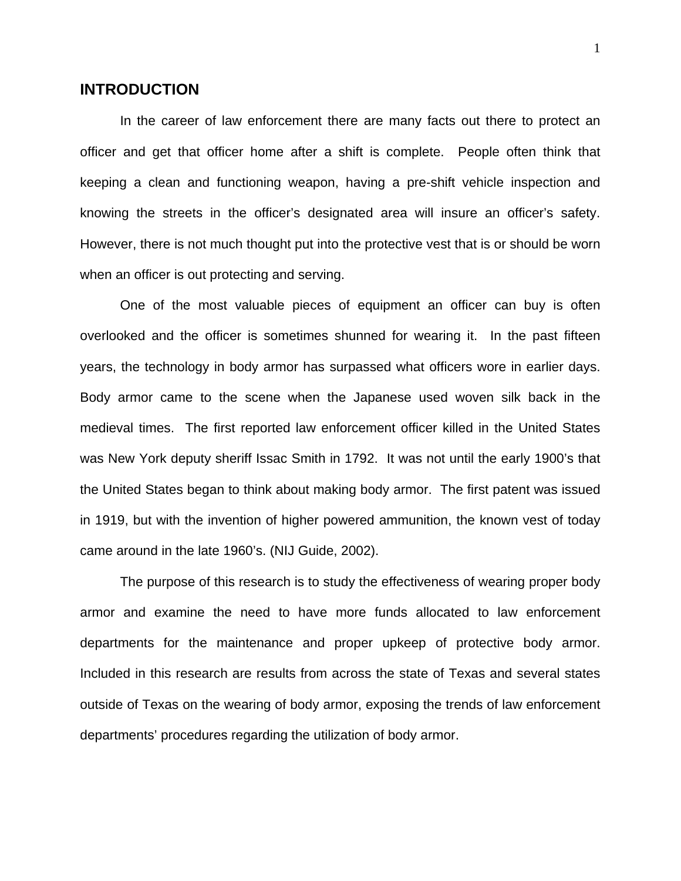# INTRODUCTION

In the career of law enforcement there are many facts out there to protect an officer and get that officer home after a shift is complete. People often think that keeping a clean and functioning weapon, having a pre-shift vehicle inspection and knowing the streets in the officer's designated area will insure an officer's safety. However, there is not much thought put into the protective vest that is or should be worn when an officer is out protecting and serving.

One of the most valuable pieces of equipment an officer can buy is often overlooked and the officer is sometimes shunned for wearing it. In the past fifteen years, the technology in body armor has surpassed what officers wore in earlier days. Body armor came to the scene when the Japanese used woven silk back in the medieval times. The first reported law enforcement officer killed in the United States was New York deputy sheriff Issac Smith in 1792. It was not until the early 1900's that the United States began to think about making body armor. The first patent was issued in 1919, but with the invention of higher powered ammunition, the known vest of today came around in the late 1960's. (NIJ Guide, 2002).

The purpose of this research is to study the effectiveness of wearing proper body armor and examine the need to have more funds allocated to law enforcement departments for the maintenance and proper upkeep of protective body armor. Included in this research are results from across the state of Texas and several states outside of Texas on the wearing of body armor, exposing the trends of law enforcement departments' procedures regarding the utilization of body armor.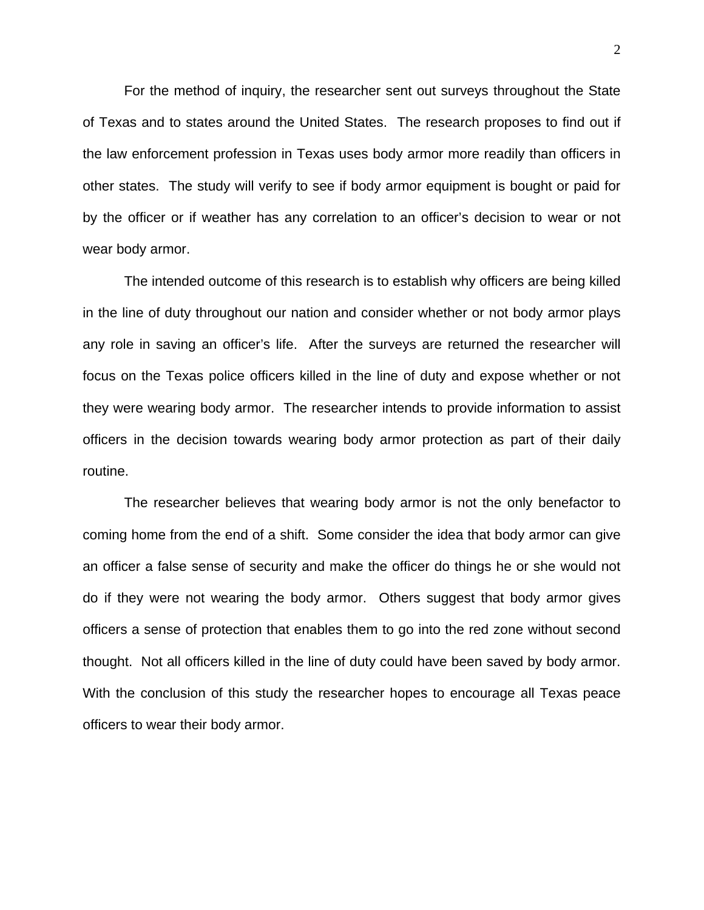For the method of inquiry, the researcher sent out surveys throughout the State of Texas and to states around the United States. The research proposes to find out if the law enforcement profession in Texas uses body armor more readily than officers in other states. The study will verify to see if body armor equipment is bought or paid for by the officer or if weather has any correlation to an officer's decision to wear or not wear body armor.

The intended outcome of this research is to establish why officers are being killed in the line of duty throughout our nation and consider whether or not body armor plays any role in saving an officer's life. After the surveys are returned the researcher will focus on the Texas police officers killed in the line of duty and expose whether or not they were wearing body armor. The researcher intends to provide information to assist officers in the decision towards wearing body armor protection as part of their daily routine.

The researcher believes that wearing body armor is not the only benefactor to coming home from the end of a shift. Some consider the idea that body armor can give an officer a false sense of security and make the officer do things he or she would not do if they were not wearing the body armor. Others suggest that body armor gives officers a sense of protection that enables them to go into the red zone without second thought. Not all officers killed in the line of duty could have been saved by body armor. With the conclusion of this study the researcher hopes to encourage all Texas peace officers to wear their body armor.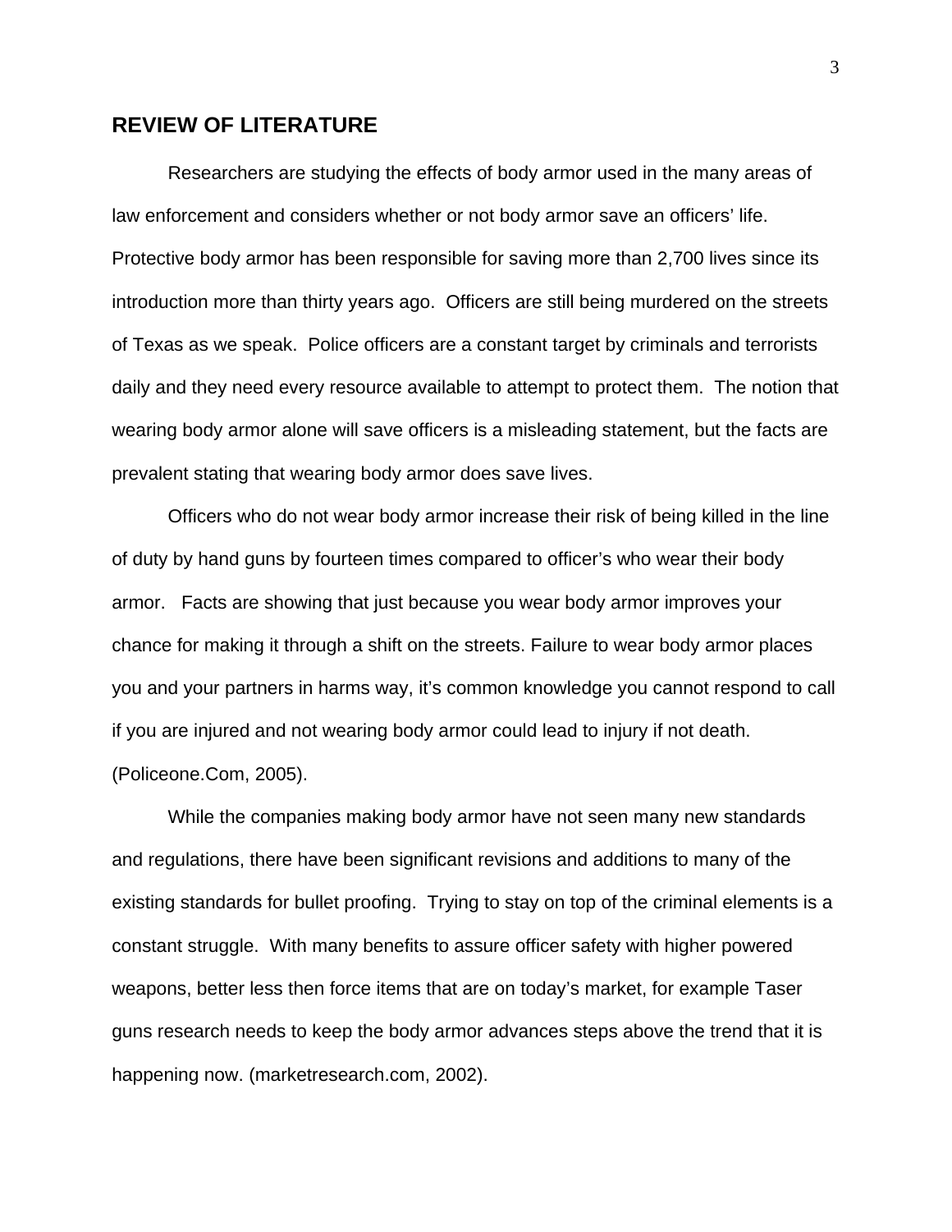## REVIEW OF LITERATURE

Researchers are studying the effects of body armor used in the many areas of law enforcement and considers whether or not body armor save an officers' life. Protective body armor has been responsible for saving more than 2,700 lives since its introduction more than thirty years ago. Officers are still being murdered on the streets of Texas as we speak. Police officers are a constant target by criminals and terrorists daily and they need every resource available to attempt to protect them. The notion that wearing body armor alone will save officers is a misleading statement, but the facts are prevalent stating that wearing body armor does save lives.

Officers who do not wear body armor increase their risk of being killed in the line of duty by hand guns by fourteen times compared to officer's who wear their body armor. Facts are showing that just because you wear body armor improves your chance for making it through a shift on the streets. Failure to wear body armor places you and your partners in harms way, it's common knowledge you cannot respond to call if you are injured and not wearing body armor could lead to injury if not death. (Policeone.Com, 2005).

While the companies making body armor have not seen many new standards and regulations, there have been significant revisions and additions to many of the existing standards for bullet proofing. Trying to stay on top of the criminal elements is a constant struggle. With many benefits to assure officer safety with higher powered weapons, better less then force items that are on today's market, for example Taser guns research needs to keep the body armor advances steps above the trend that it is happening now. (marketresearch.com, 2002).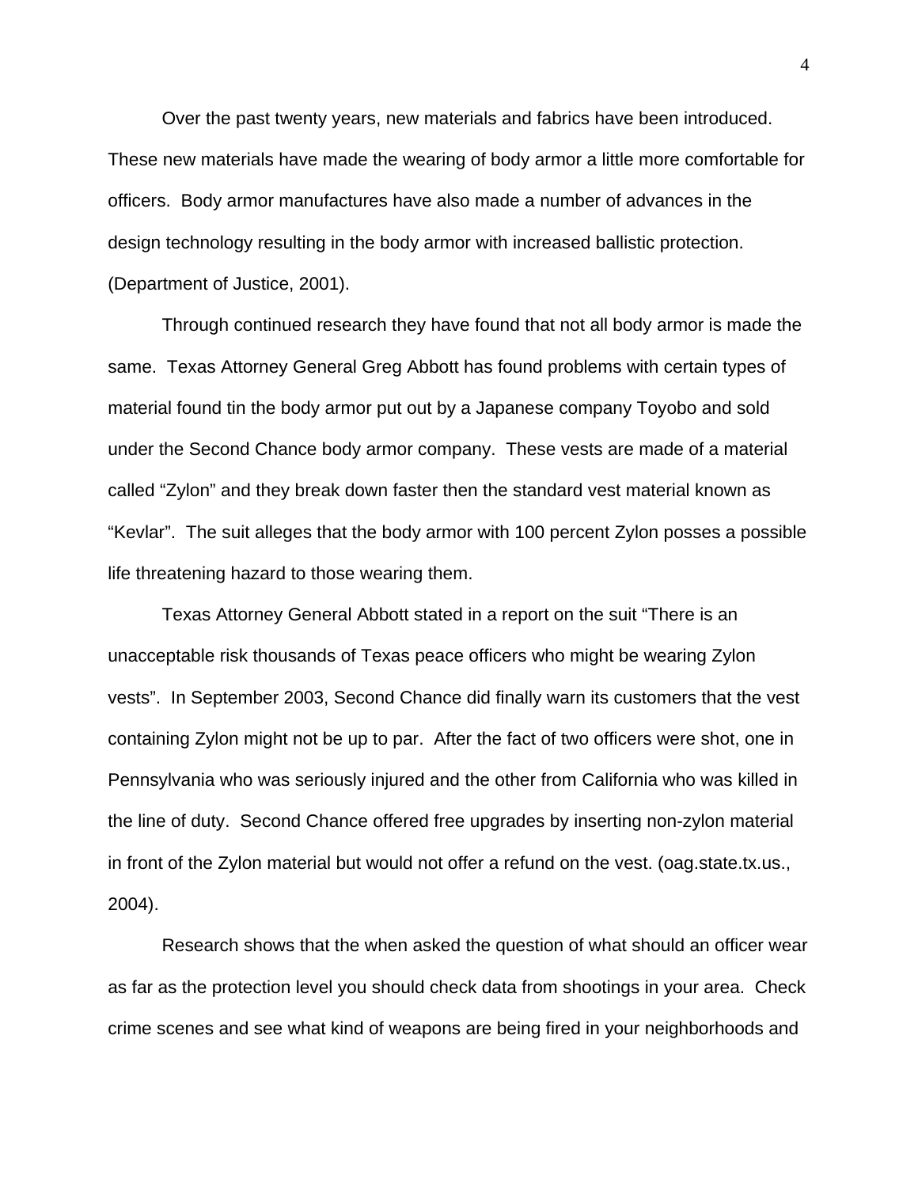Over the past twenty years, new materials and fabrics have been introduced. These new materials have made the wearing of body armor a little more comfortable for officers. Body armor manufactures have also made a number of advances in the design technology resulting in the body armor with increased ballistic protection. (Department of Justice, 2001).

Through continued research they have found that not all body armor is made the same. Texas Attorney General Greg Abbott has found problems with certain types of material found tin the body armor put out by a Japanese company Toyobo and sold under the Second Chance body armor company. These vests are made of a material called "Zylon" and they break down faster then the standard vest material known as "Kevlar". The suit alleges that the body armor with 100 percent Zylon posses a possible life threatening hazard to those wearing them.

Texas Attorney General Abbott stated in a report on the suit "There is an unacceptable risk thousands of Texas peace officers who might be wearing Zylon vests". In September 2003, Second Chance did finally warn its customers that the vest containing Zylon might not be up to par. After the fact of two officers were shot, one in Pennsylvania who was seriously injured and the other from California who was killed in the line of duty. Second Chance offered free upgrades by inserting non-zylon material in front of the Zylon material but would not offer a refund on the vest. (oag.state.tx.us., 2004).

Research shows that the when asked the question of what should an officer wear as far as the protection level you should check data from shootings in your area. Check crime scenes and see what kind of weapons are being fired in your neighborhoods and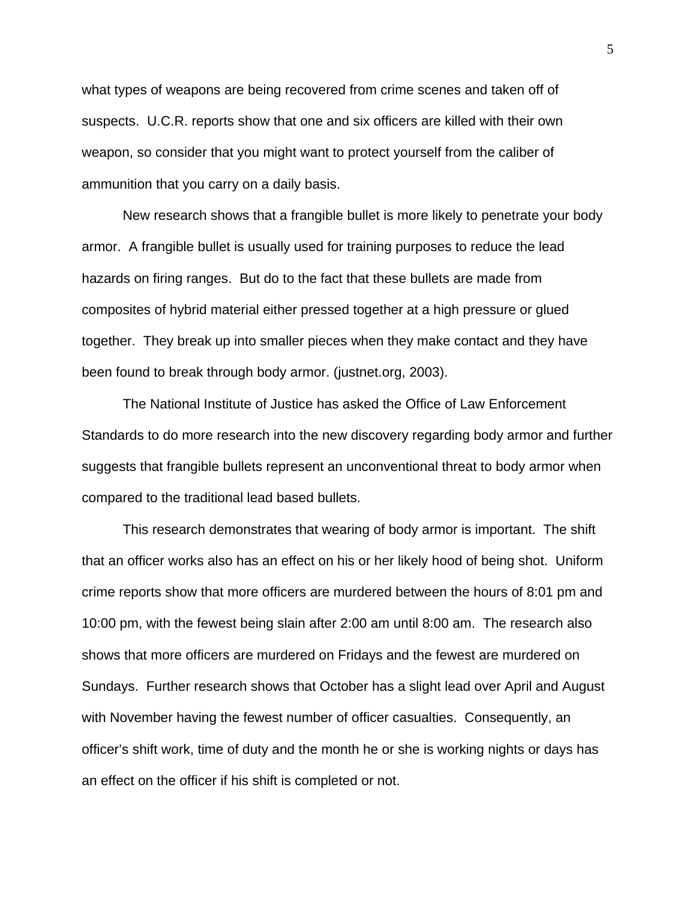what types of weapons are being recovered from crime scenes and taken off of suspects. U.C.R. reports show that one and six officers are killed with their own weapon, so consider that you might want to protect yourself from the caliber of ammunition that you carry on a daily basis.

New research shows that a frangible bullet is more likely to penetrate your body armor. A frangible bullet is usually used for training purposes to reduce the lead hazards on firing ranges. But do to the fact that these bullets are made from composites of hybrid material either pressed together at a high pressure or glued together. They break up into smaller pieces when they make contact and they have been found to break through body armor. (justnet.org, 2003).

The National Institute of Justice has asked the Office of Law Enforcement Standards to do more research into the new discovery regarding body armor and further suggests that frangible bullets represent an unconventional threat to body armor when compared to the traditional lead based bullets.

This research demonstrates that wearing of body armor is important. The shift that an officer works also has an effect on his or her likely hood of being shot. Uniform crime reports show that more officers are murdered between the hours of 8:01 pm and 10:00 pm, with the fewest being slain after 2:00 am until 8:00 am. The research also shows that more officers are murdered on Fridays and the fewest are murdered on Sundays. Further research shows that October has a slight lead over April and August with November having the fewest number of officer casualties. Consequently, an officer's shift work, time of duty and the month he or she is working nights or days has an effect on the officer if his shift is completed or not.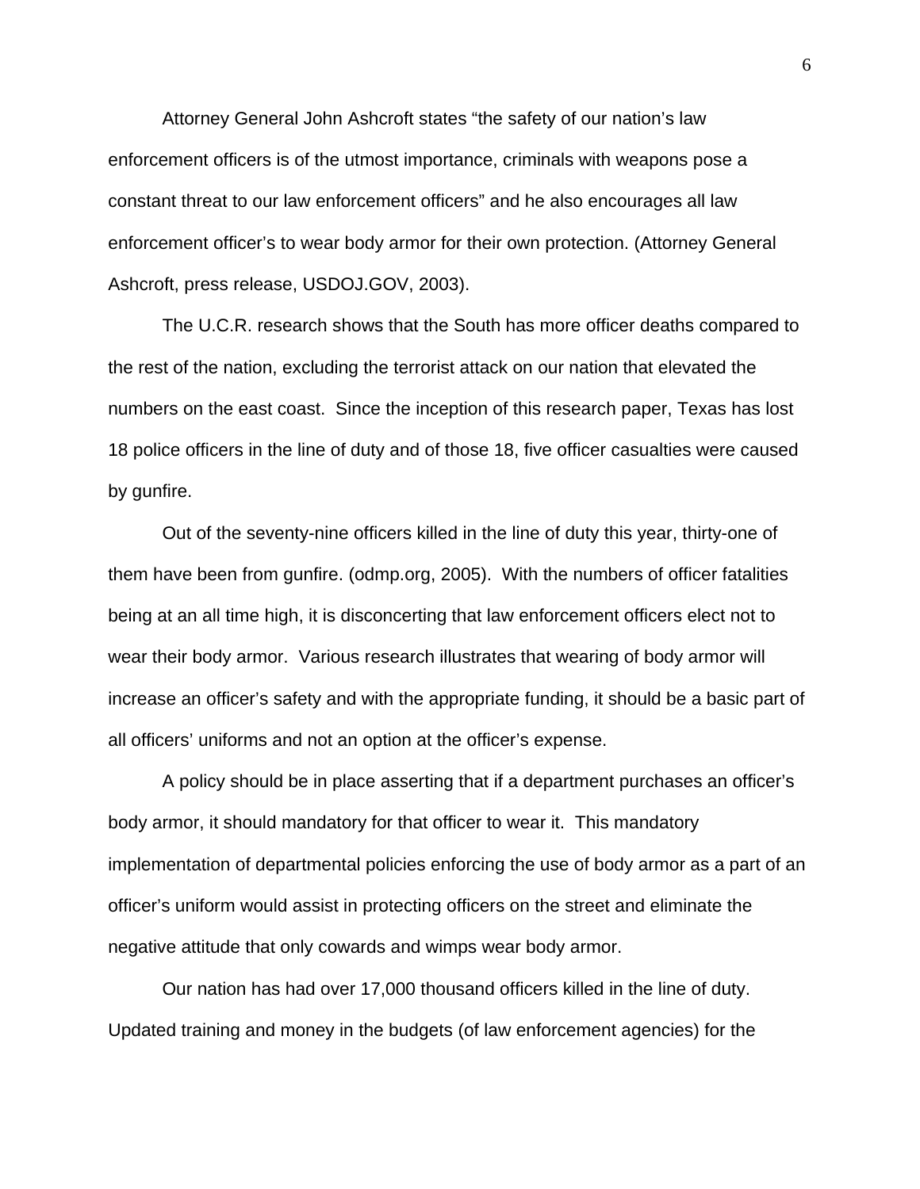Attorney General John Ashcroft states "the safety of our nation's law enforcement officers is of the utmost importance, criminals with weapons pose a constant threat to our law enforcement officers" and he also encourages all law enforcement officer's to wear body armor for their own protection. (Attorney General Ashcroft, press release, USDOJ.GOV, 2003).

The U.C.R. research shows that the South has more officer deaths compared to the rest of the nation, excluding the terrorist attack on our nation that elevated the numbers on the east coast. Since the inception of this research paper, Texas has lost 18 police officers in the line of duty and of those 18, five officer casualties were caused by gunfire.

Out of the seventy-nine officers killed in the line of duty this year, thirty-one of them have been from gunfire. (odmp.org, 2005). With the numbers of officer fatalities being at an all time high, it is disconcerting that law enforcement officers elect not to wear their body armor. Various research illustrates that wearing of body armor will increase an officer's safety and with the appropriate funding, it should be a basic part of all officers' uniforms and not an option at the officer's expense.

A policy should be in place asserting that if a department purchases an officer's body armor, it should mandatory for that officer to wear it. This mandatory implementation of departmental policies enforcing the use of body armor as a part of an officer's uniform would assist in protecting officers on the street and eliminate the negative attitude that only cowards and wimps wear body armor.

Our nation has had over 17,000 thousand officers killed in the line of duty. Updated training and money in the budgets (of law enforcement agencies) for the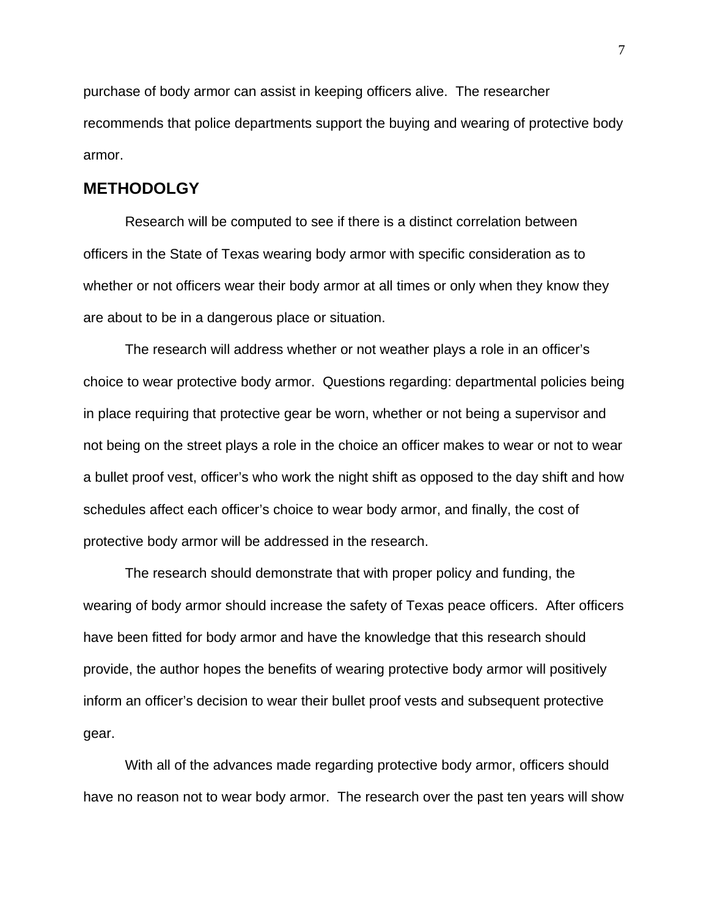purchase of body armor can assist in keeping officers alive. The researcher recommends that police departments support the buying and wearing of protective body armor.

## METHODOLGY

Research will be computed to see if there is a distinct correlation between officers in the State of Texas wearing body armor with specific consideration as to whether or not officers wear their body armor at all times or only when they know they are about to be in a dangerous place or situation.

The research will address whether or not weather plays a role in an officer's choice to wear protective body armor. Questions regarding: departmental policies being in place requiring that protective gear be worn, whether or not being a supervisor and not being on the street plays a role in the choice an officer makes to wear or not to wear a bullet proof vest, officer's who work the night shift as opposed to the day shift and how schedules affect each officer's choice to wear body armor, and finally, the cost of protective body armor will be addressed in the research.

The research should demonstrate that with proper policy and funding, the wearing of body armor should increase the safety of Texas peace officers. After officers have been fitted for body armor and have the knowledge that this research should provide, the author hopes the benefits of wearing protective body armor will positively inform an officer's decision to wear their bullet proof vests and subsequent protective gear.

With all of the advances made regarding protective body armor, officers should have no reason not to wear body armor. The research over the past ten years will show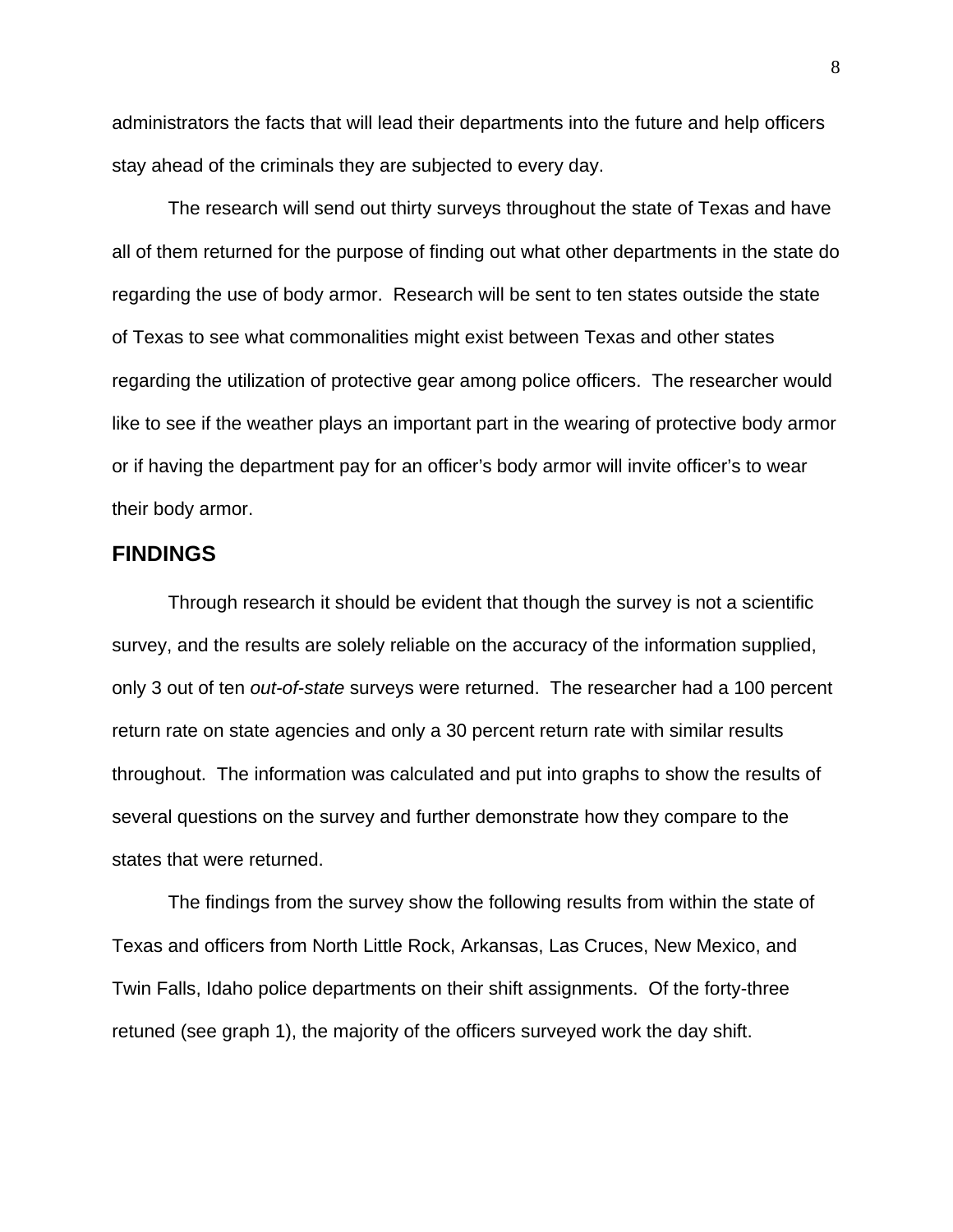administrators the facts that will lead their departments into the future and help officers stay ahead of the criminals they are subjected to every day.

The research will send out thirty surveys throughout the state of Texas and have all of them returned for the purpose of finding out what other departments in the state do regarding the use of body armor. Research will be sent to ten states outside the state of Texas to see what commonalities might exist between Texas and other states regarding the utilization of protective gear among police officers. The researcher would like to see if the weather plays an important part in the wearing of protective body armor or if having the department pay for an officer's body armor will invite officer's to wear their body armor.

## FINDINGS

Through research it should be evident that though the survey is not a scientific survey, and the results are solely reliable on the accuracy of the information supplied, only 3 out of ten *out-of-state* surveys were returned. The researcher had a 100 percent return rate on state agencies and only a 30 percent return rate with similar results throughout. The information was calculated and put into graphs to show the results of several questions on the survey and further demonstrate how they compare to the states that were returned.

The findings from the survey show the following results from within the state of Texas and officers from North Little Rock, Arkansas, Las Cruces, New Mexico, and Twin Falls, Idaho police departments on their shift assignments. Of the forty-three retuned (see graph 1), the majority of the officers surveyed work the day shift.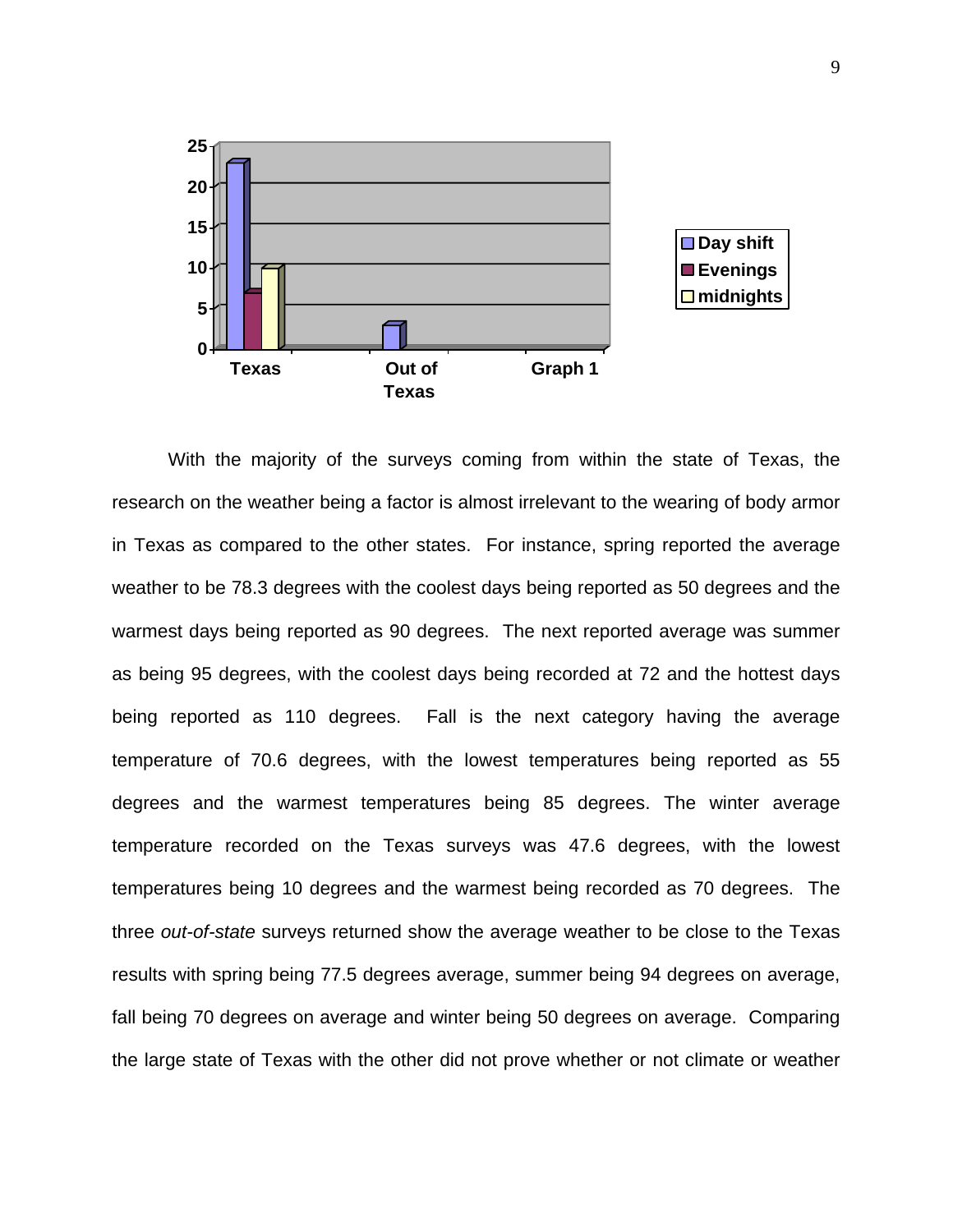| | Day shift | Evenings | midnights |
|---|---|---|---|
| Texas | 23 | 7 | 10 |
| Out of Texas | 3 | | |

Graph 1

With the majority of the surveys coming from within the state of Texas, the research on the weather being a factor is almost irrelevant to the wearing of body armor in Texas as compared to the other states. For instance, spring reported the average weather to be 78.3 degrees with the coolest days being reported as 50 degrees and the warmest days being reported as 90 degrees. The next reported average was summer as being 95 degrees, with the coolest days being recorded at 72 and the hottest days being reported as 110 degrees. Fall is the next category having the average temperature of 70.6 degrees, with the lowest temperatures being reported as 55 degrees and the warmest temperatures being 85 degrees. The winter average temperature recorded on the Texas surveys was 47.6 degrees, with the lowest temperatures being 10 degrees and the warmest being recorded as 70 degrees. The three *out-of-state* surveys returned show the average weather to be close to the Texas results with spring being 77.5 degrees average, summer being 94 degrees on average, fall being 70 degrees on average and winter being 50 degrees on average. Comparing the large state of Texas with the other did not prove whether or not climate or weather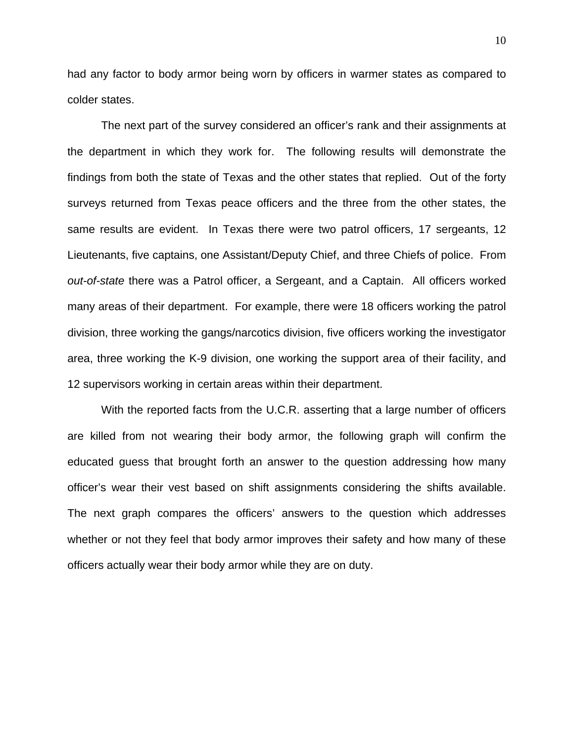had any factor to body armor being worn by officers in warmer states as compared to colder states.

The next part of the survey considered an officer's rank and their assignments at the department in which they work for. The following results will demonstrate the findings from both the state of Texas and the other states that replied. Out of the forty surveys returned from Texas peace officers and the three from the other states, the same results are evident. In Texas there were two patrol officers, 17 sergeants, 12 Lieutenants, five captains, one Assistant/Deputy Chief, and three Chiefs of police. From *out-of-state* there was a Patrol officer, a Sergeant, and a Captain. All officers worked many areas of their department. For example, there were 18 officers working the patrol division, three working the gangs/narcotics division, five officers working the investigator area, three working the K-9 division, one working the support area of their facility, and 12 supervisors working in certain areas within their department.

With the reported facts from the U.C.R. asserting that a large number of officers are killed from not wearing their body armor, the following graph will confirm the educated guess that brought forth an answer to the question addressing how many officer's wear their vest based on shift assignments considering the shifts available. The next graph compares the officers' answers to the question which addresses whether or not they feel that body armor improves their safety and how many of these officers actually wear their body armor while they are on duty.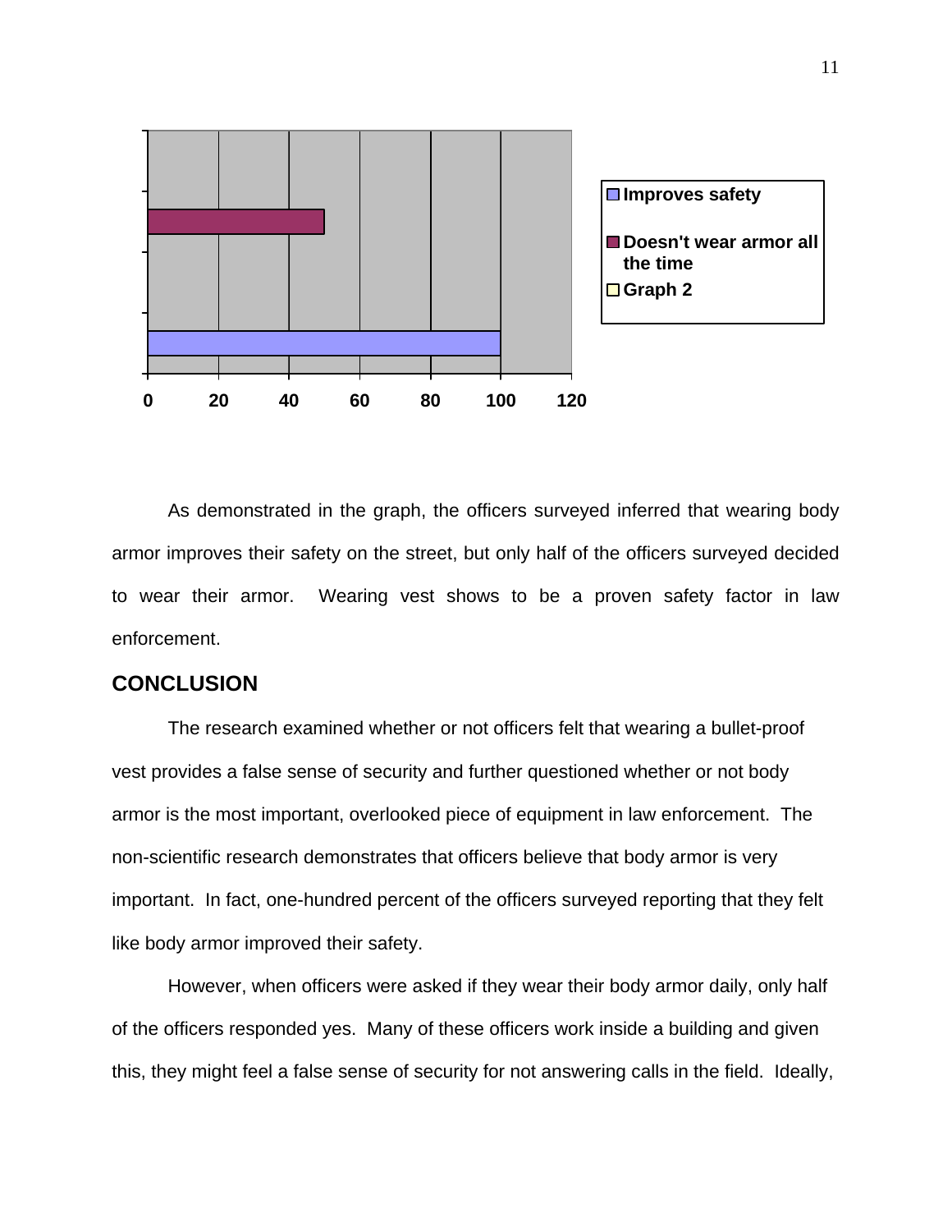As demonstrated in the graph, the officers surveyed inferred that wearing body armor improves their safety on the street, but only half of the officers surveyed decided to wear their armor. Wearing vest shows to be a proven safety factor in law enforcement.

## CONCLUSION

The research examined whether or not officers felt that wearing a bullet-proof vest provides a false sense of security and further questioned whether or not body armor is the most important, overlooked piece of equipment in law enforcement. The non-scientific research demonstrates that officers believe that body armor is very important. In fact, one-hundred percent of the officers surveyed reporting that they felt like body armor improved their safety.

However, when officers were asked if they wear their body armor daily, only half of the officers responded yes. Many of these officers work inside a building and given this, they might feel a false sense of security for not answering calls in the field. Ideally,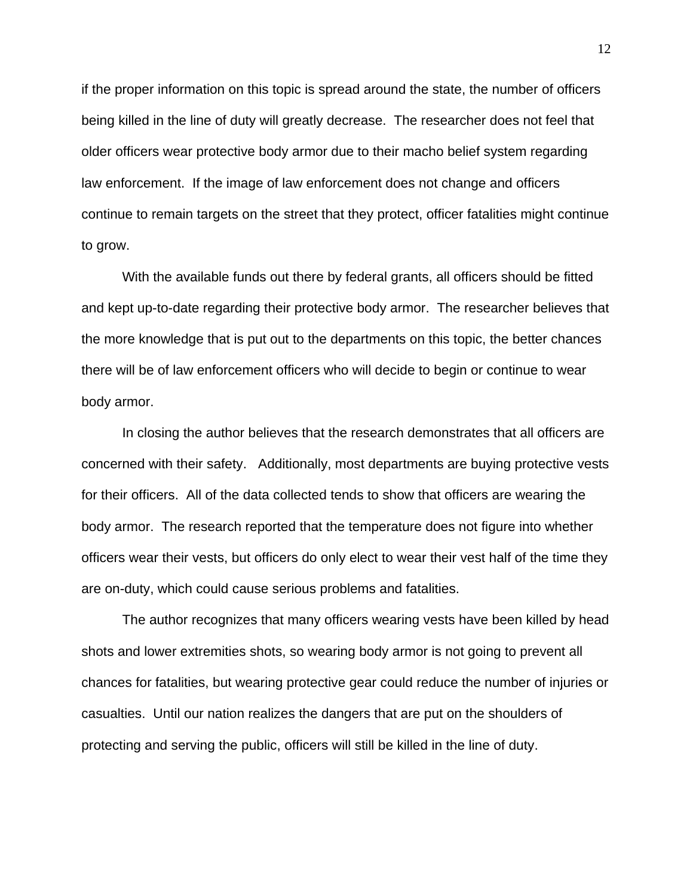if the proper information on this topic is spread around the state, the number of officers being killed in the line of duty will greatly decrease. The researcher does not feel that older officers wear protective body armor due to their macho belief system regarding law enforcement. If the image of law enforcement does not change and officers continue to remain targets on the street that they protect, officer fatalities might continue to grow.

With the available funds out there by federal grants, all officers should be fitted and kept up-to-date regarding their protective body armor. The researcher believes that the more knowledge that is put out to the departments on this topic, the better chances there will be of law enforcement officers who will decide to begin or continue to wear body armor.

In closing the author believes that the research demonstrates that all officers are concerned with their safety. Additionally, most departments are buying protective vests for their officers. All of the data collected tends to show that officers are wearing the body armor. The research reported that the temperature does not figure into whether officers wear their vests, but officers do only elect to wear their vest half of the time they are on-duty, which could cause serious problems and fatalities.

The author recognizes that many officers wearing vests have been killed by head shots and lower extremities shots, so wearing body armor is not going to prevent all chances for fatalities, but wearing protective gear could reduce the number of injuries or casualties. Until our nation realizes the dangers that are put on the shoulders of protecting and serving the public, officers will still be killed in the line of duty.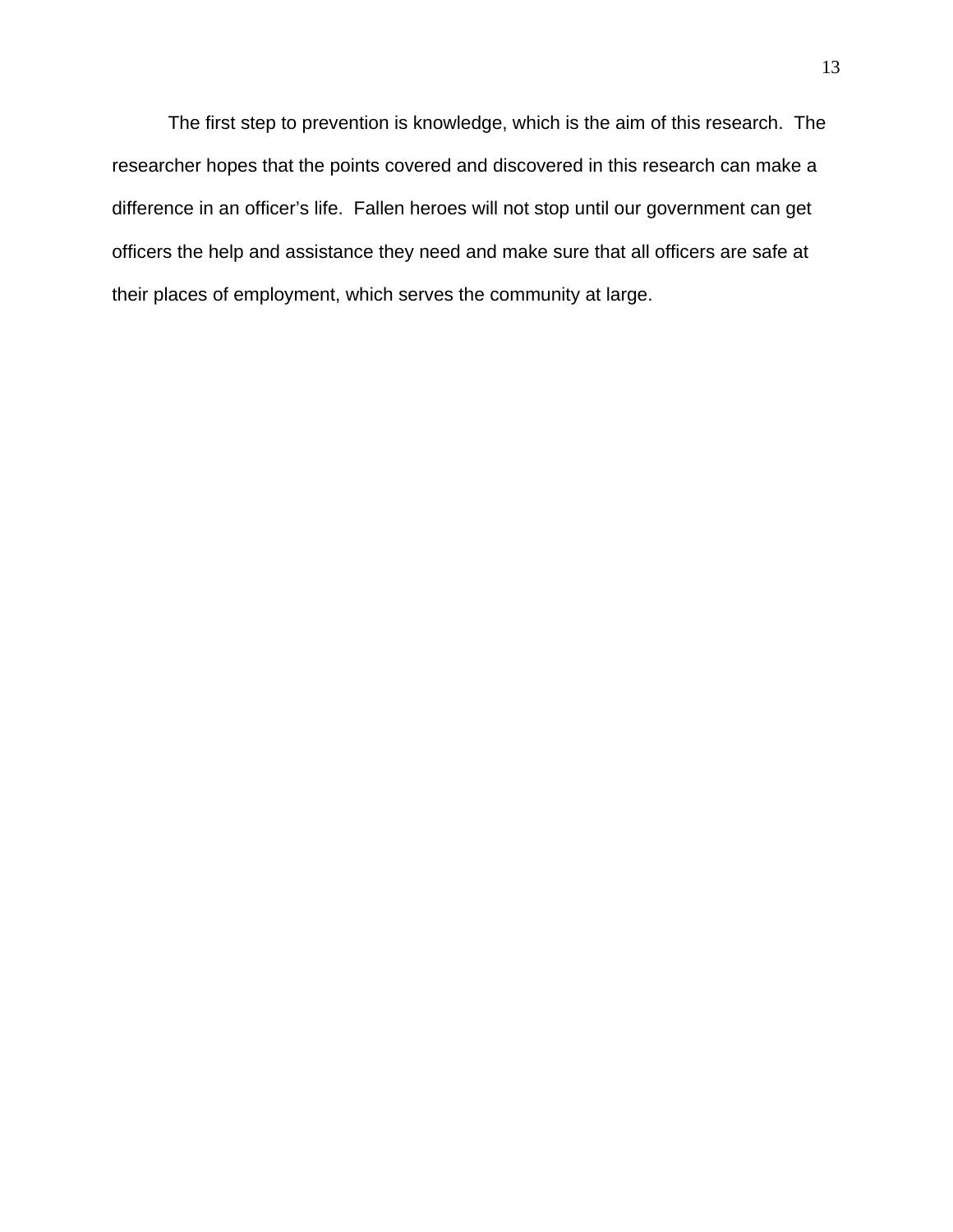The first step to prevention is knowledge, which is the aim of this research. The researcher hopes that the points covered and discovered in this research can make a difference in an officer's life. Fallen heroes will not stop until our government can get officers the help and assistance they need and make sure that all officers are safe at their places of employment, which serves the community at large.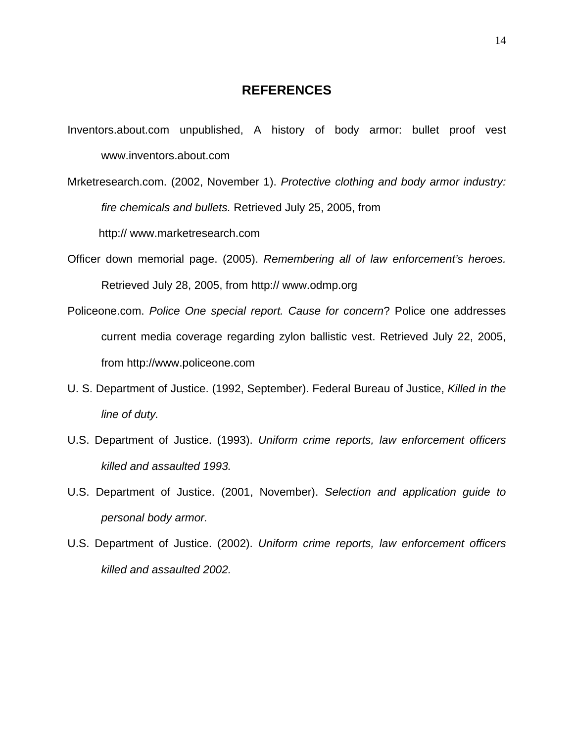# REFERENCES

Inventors.about.com unpublished, A history of body armor: bullet proof vest www.inventors.about.com

Mrketresearch.com. (2002, November 1). *Protective clothing and body armor industry: fire chemicals and bullets.* Retrieved July 25, 2005, from http:// www.marketresearch.com

Officer down memorial page. (2005). *Remembering all of law enforcement's heroes.* Retrieved July 28, 2005, from http:// www.odmp.org

Policeone.com. *Police One special report. Cause for concern*? Police one addresses current media coverage regarding zylon ballistic vest. Retrieved July 22, 2005, from http://www.policeone.com

U. S. Department of Justice. (1992, September). Federal Bureau of Justice, *Killed in the line of duty.*

U.S. Department of Justice. (1993). *Uniform crime reports, law enforcement officers killed and assaulted 1993.*

U.S. Department of Justice. (2001, November). *Selection and application guide to personal body armor.*

U.S. Department of Justice. (2002). *Uniform crime reports, law enforcement officers killed and assaulted 2002.*